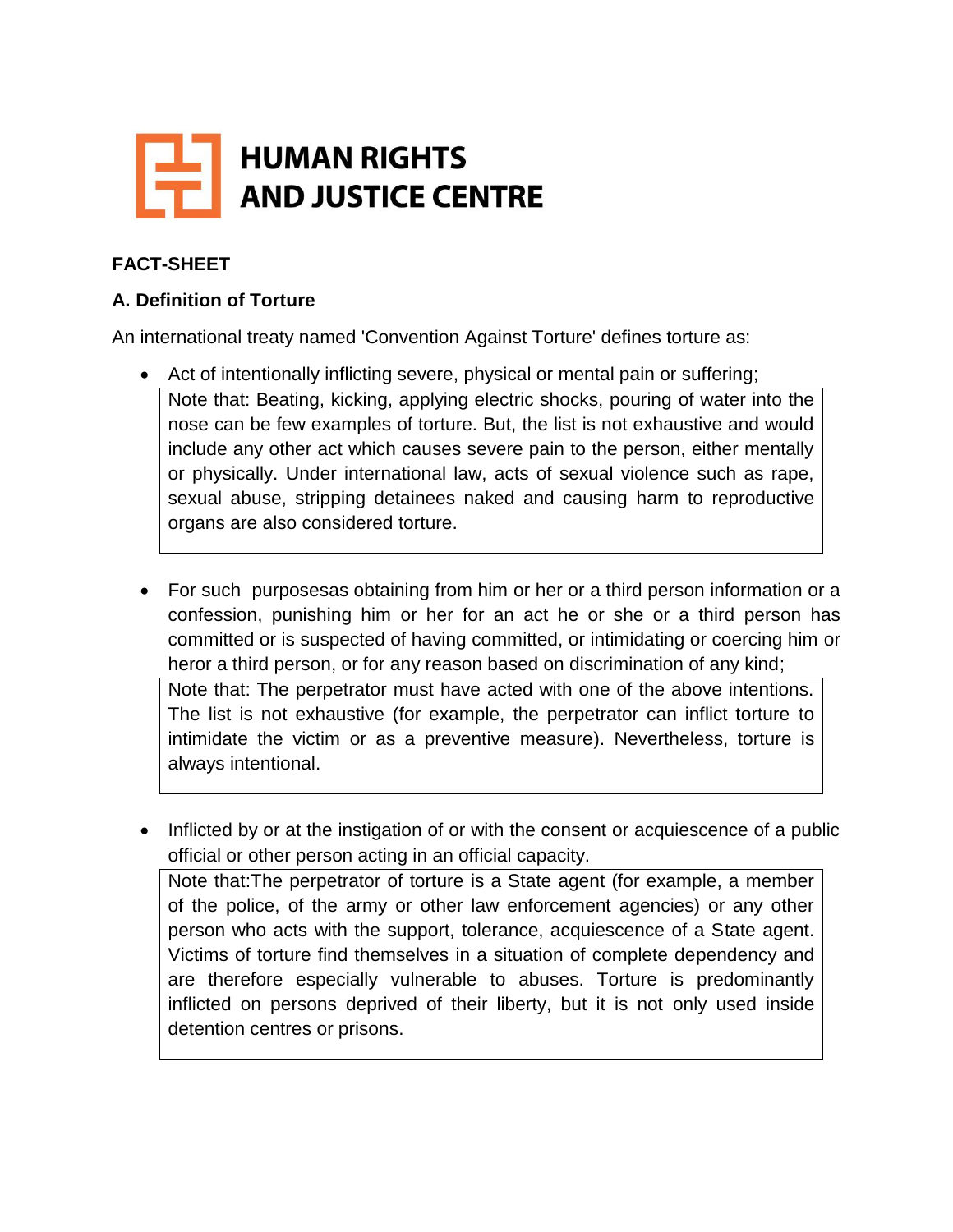# HUMAN RIGHTS AND JUSTICE CENTRE

**FACT-SHEET**

**A. Definition of Torture**

An international treaty named 'Convention Against Torture' defines torture as:

- Act of intentionally inflicting severe, physical or mental pain or suffering;

> Note that: Beating, kicking, applying electric shocks, pouring of water into the nose can be few examples of torture. But, the list is not exhaustive and would include any other act which causes severe pain to the person, either mentally or physically. Under international law, acts of sexual violence such as rape, sexual abuse, stripping detainees naked and causing harm to reproductive organs are also considered torture.

- For such purposesas obtaining from him or her or a third person information or a confession, punishing him or her for an act he or she or a third person has committed or is suspected of having committed, or intimidating or coercing him or heror a third person, or for any reason based on discrimination of any kind;

> Note that: The perpetrator must have acted with one of the above intentions. The list is not exhaustive (for example, the perpetrator can inflict torture to intimidate the victim or as a preventive measure). Nevertheless, torture is always intentional.

- Inflicted by or at the instigation of or with the consent or acquiescence of a public official or other person acting in an official capacity.

> Note that:The perpetrator of torture is a State agent (for example, a member of the police, of the army or other law enforcement agencies) or any other person who acts with the support, tolerance, acquiescence of a State agent. Victims of torture find themselves in a situation of complete dependency and are therefore especially vulnerable to abuses. Torture is predominantly inflicted on persons deprived of their liberty, but it is not only used inside detention centres or prisons.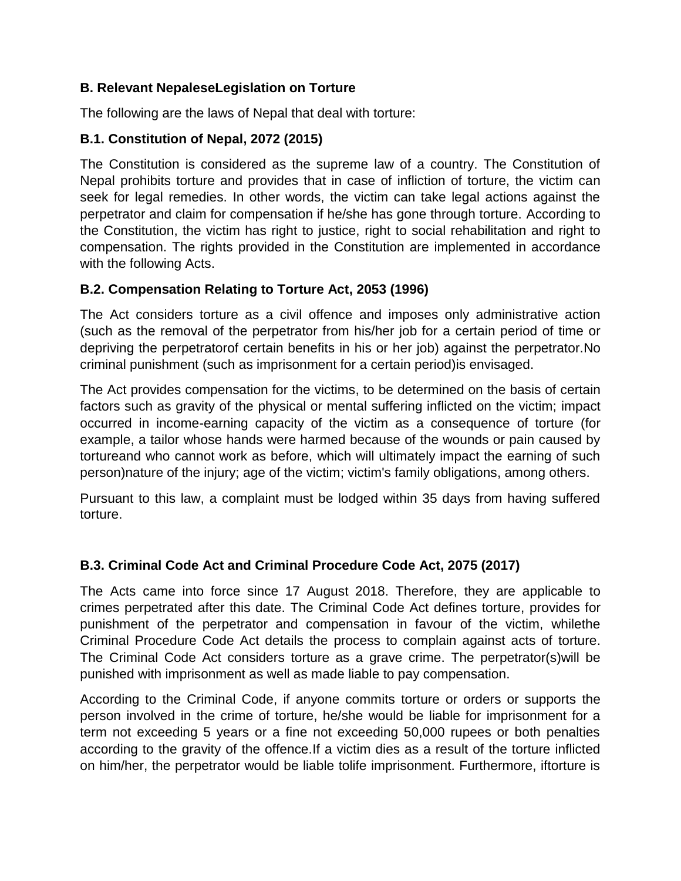### B. Relevant NepaleseLegislation on Torture

The following are the laws of Nepal that deal with torture:

#### B.1. Constitution of Nepal, 2072 (2015)

The Constitution is considered as the supreme law of a country. The Constitution of Nepal prohibits torture and provides that in case of infliction of torture, the victim can seek for legal remedies. In other words, the victim can take legal actions against the perpetrator and claim for compensation if he/she has gone through torture. According to the Constitution, the victim has right to justice, right to social rehabilitation and right to compensation. The rights provided in the Constitution are implemented in accordance with the following Acts.

#### B.2. Compensation Relating to Torture Act, 2053 (1996)

The Act considers torture as a civil offence and imposes only administrative action (such as the removal of the perpetrator from his/her job for a certain period of time or depriving the perpetratorof certain benefits in his or her job) against the perpetrator.No criminal punishment (such as imprisonment for a certain period)is envisaged.

The Act provides compensation for the victims, to be determined on the basis of certain factors such as gravity of the physical or mental suffering inflicted on the victim; impact occurred in income-earning capacity of the victim as a consequence of torture (for example, a tailor whose hands were harmed because of the wounds or pain caused by tortureand who cannot work as before, which will ultimately impact the earning of such person)nature of the injury; age of the victim; victim's family obligations, among others.

Pursuant to this law, a complaint must be lodged within 35 days from having suffered torture.

#### B.3. Criminal Code Act and Criminal Procedure Code Act, 2075 (2017)

The Acts came into force since 17 August 2018. Therefore, they are applicable to crimes perpetrated after this date. The Criminal Code Act defines torture, provides for punishment of the perpetrator and compensation in favour of the victim, whilethe Criminal Procedure Code Act details the process to complain against acts of torture. The Criminal Code Act considers torture as a grave crime. The perpetrator(s)will be punished with imprisonment as well as made liable to pay compensation.

According to the Criminal Code, if anyone commits torture or orders or supports the person involved in the crime of torture, he/she would be liable for imprisonment for a term not exceeding 5 years or a fine not exceeding 50,000 rupees or both penalties according to the gravity of the offence.If a victim dies as a result of the torture inflicted on him/her, the perpetrator would be liable tolife imprisonment. Furthermore, iftorture is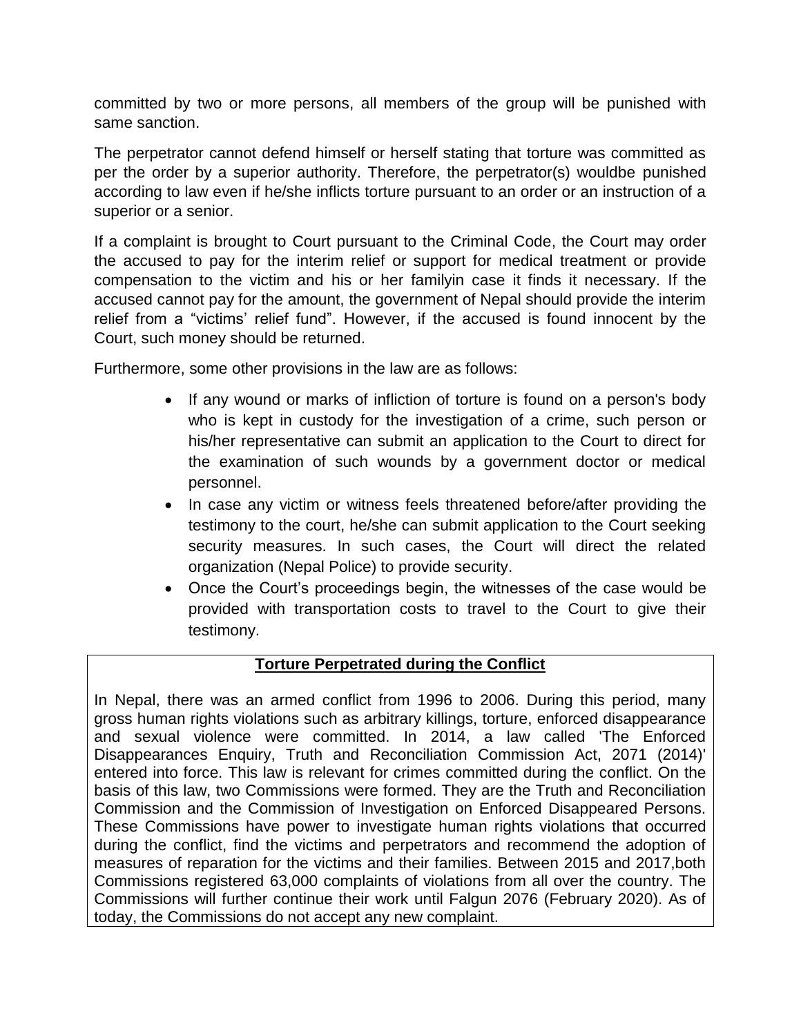committed by two or more persons, all members of the group will be punished with same sanction.

The perpetrator cannot defend himself or herself stating that torture was committed as per the order by a superior authority. Therefore, the perpetrator(s) wouldbe punished according to law even if he/she inflicts torture pursuant to an order or an instruction of a superior or a senior.

If a complaint is brought to Court pursuant to the Criminal Code, the Court may order the accused to pay for the interim relief or support for medical treatment or provide compensation to the victim and his or her familyin case it finds it necessary. If the accused cannot pay for the amount, the government of Nepal should provide the interim relief from a "victims' relief fund". However, if the accused is found innocent by the Court, such money should be returned.

Furthermore, some other provisions in the law are as follows:

- If any wound or marks of infliction of torture is found on a person's body who is kept in custody for the investigation of a crime, such person or his/her representative can submit an application to the Court to direct for the examination of such wounds by a government doctor or medical personnel.
- In case any victim or witness feels threatened before/after providing the testimony to the court, he/she can submit application to the Court seeking security measures. In such cases, the Court will direct the related organization (Nepal Police) to provide security.
- Once the Court's proceedings begin, the witnesses of the case would be provided with transportation costs to travel to the Court to give their testimony.

**Torture Perpetrated during the Conflict**

In Nepal, there was an armed conflict from 1996 to 2006. During this period, many gross human rights violations such as arbitrary killings, torture, enforced disappearance and sexual violence were committed. In 2014, a law called 'The Enforced Disappearances Enquiry, Truth and Reconciliation Commission Act, 2071 (2014)' entered into force. This law is relevant for crimes committed during the conflict. On the basis of this law, two Commissions were formed. They are the Truth and Reconciliation Commission and the Commission of Investigation on Enforced Disappeared Persons. These Commissions have power to investigate human rights violations that occurred during the conflict, find the victims and perpetrators and recommend the adoption of measures of reparation for the victims and their families. Between 2015 and 2017,both Commissions registered 63,000 complaints of violations from all over the country. The Commissions will further continue their work until Falgun 2076 (February 2020). As of today, the Commissions do not accept any new complaint.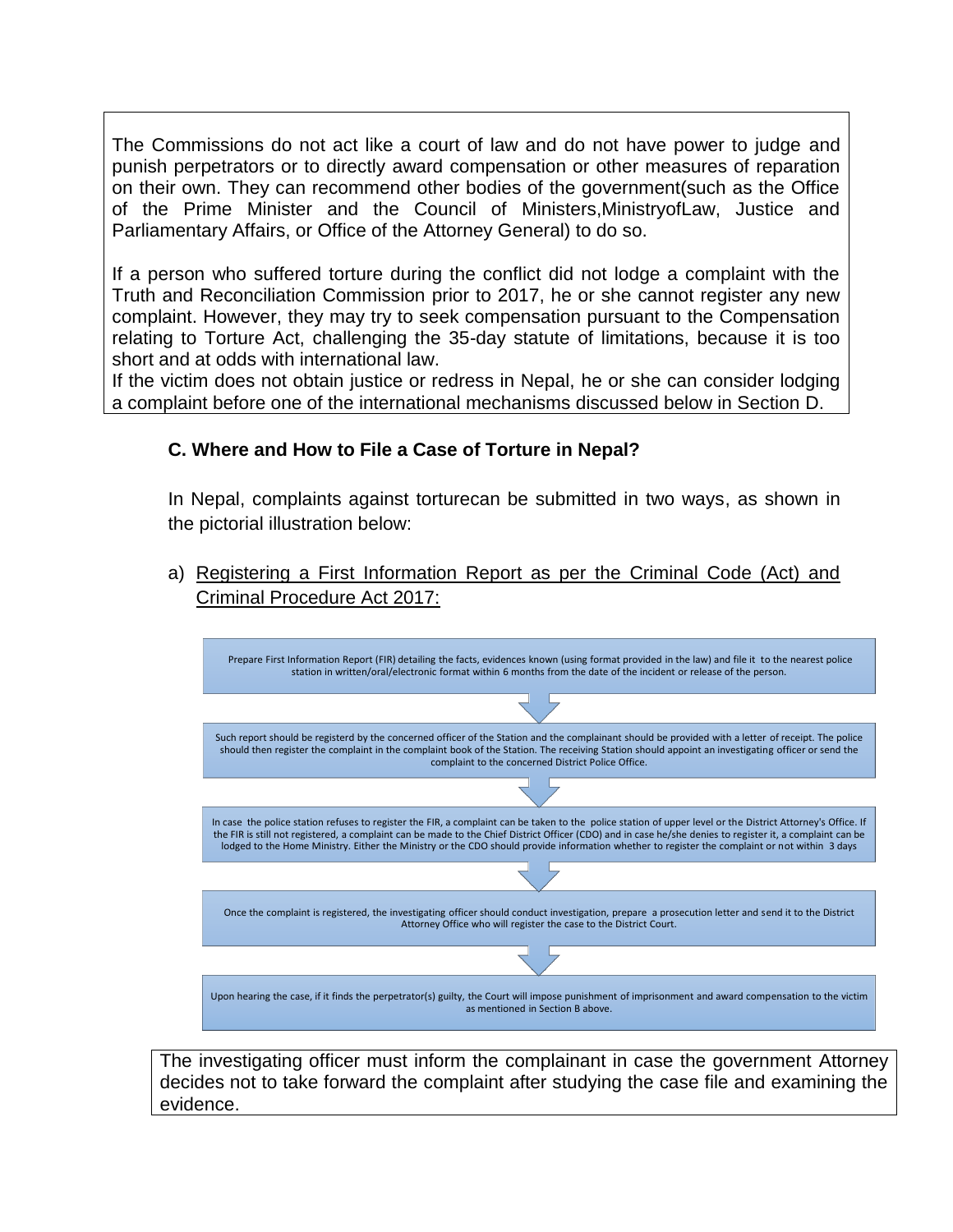The Commissions do not act like a court of law and do not have power to judge and punish perpetrators or to directly award compensation or other measures of reparation on their own. They can recommend other bodies of the government(such as the Office of the Prime Minister and the Council of Ministers,MinistryofLaw, Justice and Parliamentary Affairs, or Office of the Attorney General) to do so.

If a person who suffered torture during the conflict did not lodge a complaint with the Truth and Reconciliation Commission prior to 2017, he or she cannot register any new complaint. However, they may try to seek compensation pursuant to the Compensation relating to Torture Act, challenging the 35-day statute of limitations, because it is too short and at odds with international law.

If the victim does not obtain justice or redress in Nepal, he or she can consider lodging a complaint before one of the international mechanisms discussed below in Section D.

### C. Where and How to File a Case of Torture in Nepal?

In Nepal, complaints against torturecan be submitted in two ways, as shown in the pictorial illustration below:

a) Registering a First Information Report as per the Criminal Code (Act) and Criminal Procedure Act 2017:

Prepare First Information Report (FIR) detailing the facts, evidences known (using format provided in the law) and file it to the nearest police station in written/oral/electronic format within 6 months from the date of the incident or release of the person.

↓

Such report should be registerd by the concerned officer of the Station and the complainant should be provided with a letter of receipt. The police should then register the complaint in the complaint book of the Station. The receiving Station should appoint an investigating officer or send the complaint to the concerned District Police Office.

↓

In case the police station refuses to register the FIR, a complaint can be taken to the police station of upper level or the District Attorney's Office. If the FIR is still not registered, a complaint can be made to the Chief District Officer (CDO) and in case he/she denies to register it, a complaint can be lodged to the Home Ministry. Either the Ministry or the CDO should provide information whether to register the complaint or not within 3 days

↓

Once the complaint is registered, the investigating officer should conduct investigation, prepare a prosecution letter and send it to the District Attorney Office who will register the case to the District Court.

↓

Upon hearing the case, if it finds the perpetrator(s) guilty, the Court will impose punishment of imprisonment and award compensation to the victim as mentioned in Section B above.

The investigating officer must inform the complainant in case the government Attorney decides not to take forward the complaint after studying the case file and examining the evidence.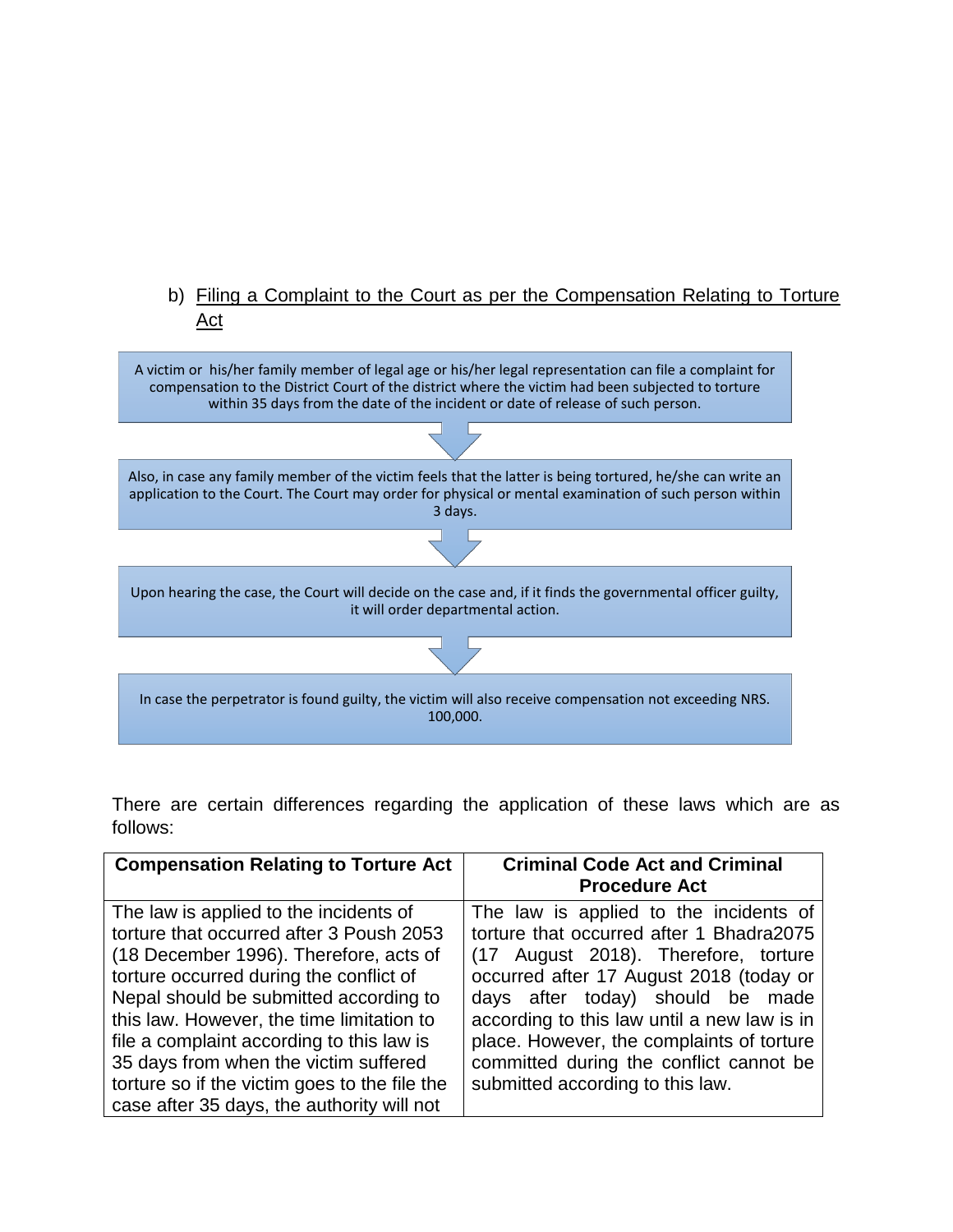b) Filing a Complaint to the Court as per the Compensation Relating to Torture Act

A victim or his/her family member of legal age or his/her legal representation can file a complaint for compensation to the District Court of the district where the victim had been subjected to torture within 35 days from the date of the incident or date of release of such person.

Also, in case any family member of the victim feels that the latter is being tortured, he/she can write an application to the Court. The Court may order for physical or mental examination of such person within 3 days.

Upon hearing the case, the Court will decide on the case and, if it finds the governmental officer guilty, it will order departmental action.

In case the perpetrator is found guilty, the victim will also receive compensation not exceeding NRS. 100,000.

There are certain differences regarding the application of these laws which are as follows:

| Compensation Relating to Torture Act | Criminal Code Act and Criminal Procedure Act |
| --- | --- |
| The law is applied to the incidents of torture that occurred after 3 Poush 2053 (18 December 1996). Therefore, acts of torture occurred during the conflict of Nepal should be submitted according to this law. However, the time limitation to file a complaint according to this law is 35 days from when the victim suffered torture so if the victim goes to the file the case after 35 days, the authority will not | The law is applied to the incidents of torture that occurred after 1 Bhadra2075 (17 August 2018). Therefore, torture occurred after 17 August 2018 (today or days after today) should be made according to this law until a new law is in place. However, the complaints of torture committed during the conflict cannot be submitted according to this law. |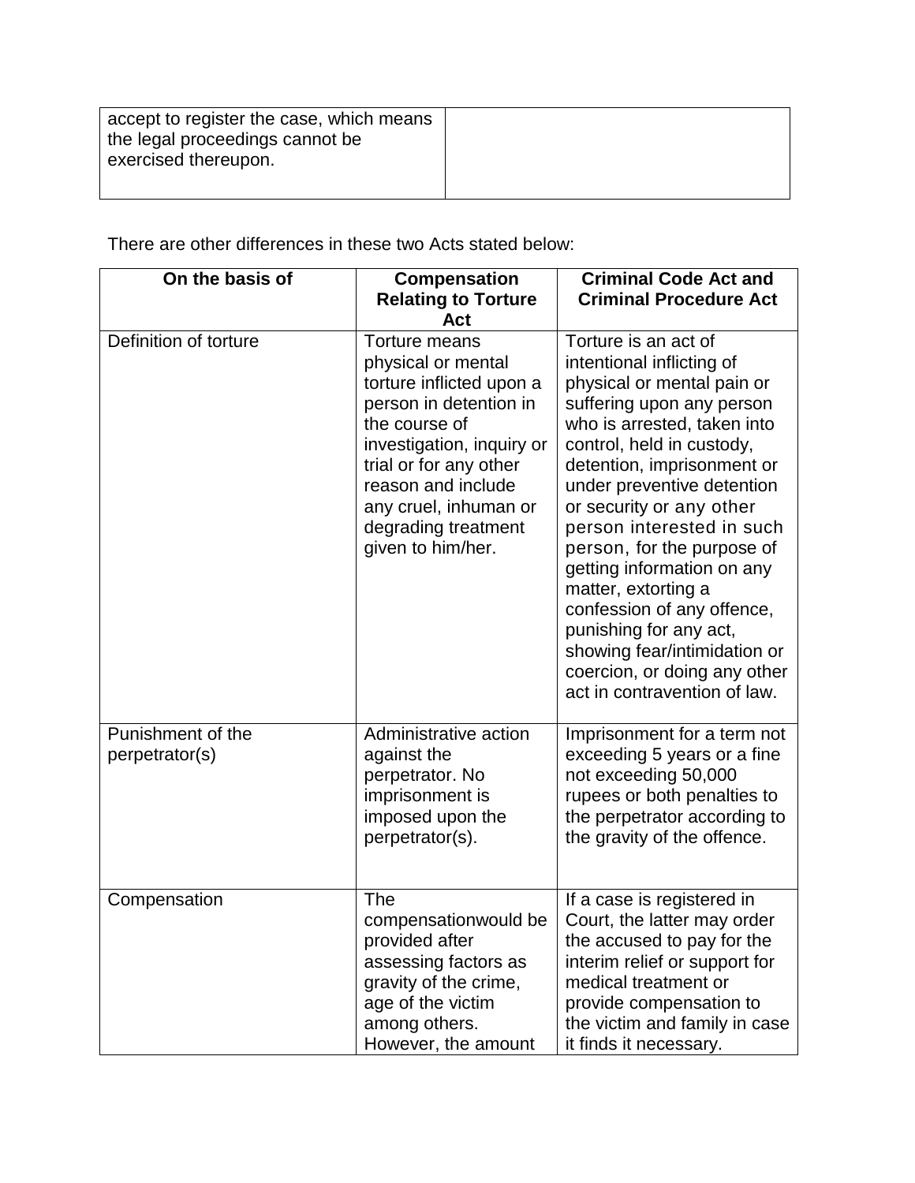| | |
|---|---|
| accept to register the case, which means the legal proceedings cannot be exercised thereupon. | |

There are other differences in these two Acts stated below:

| On the basis of | Compensation Relating to Torture Act | Criminal Code Act and Criminal Procedure Act |
|---|---|---|
| Definition of torture | Torture means physical or mental torture inflicted upon a person in detention in the course of investigation, inquiry or trial or for any other reason and include any cruel, inhuman or degrading treatment given to him/her. | Torture is an act of intentional inflicting of physical or mental pain or suffering upon any person who is arrested, taken into control, held in custody, detention, imprisonment or under preventive detention or security or any other person interested in such person, for the purpose of getting information on any matter, extorting a confession of any offence, punishing for any act, showing fear/intimidation or coercion, or doing any other act in contravention of law. |
| Punishment of the perpetrator(s) | Administrative action against the perpetrator. No imprisonment is imposed upon the perpetrator(s). | Imprisonment for a term not exceeding 5 years or a fine not exceeding 50,000 rupees or both penalties to the perpetrator according to the gravity of the offence. |
| Compensation | The compensationwould be provided after assessing factors as gravity of the crime, age of the victim among others. However, the amount | If a case is registered in Court, the latter may order the accused to pay for the interim relief or support for medical treatment or provide compensation to the victim and family in case it finds it necessary. |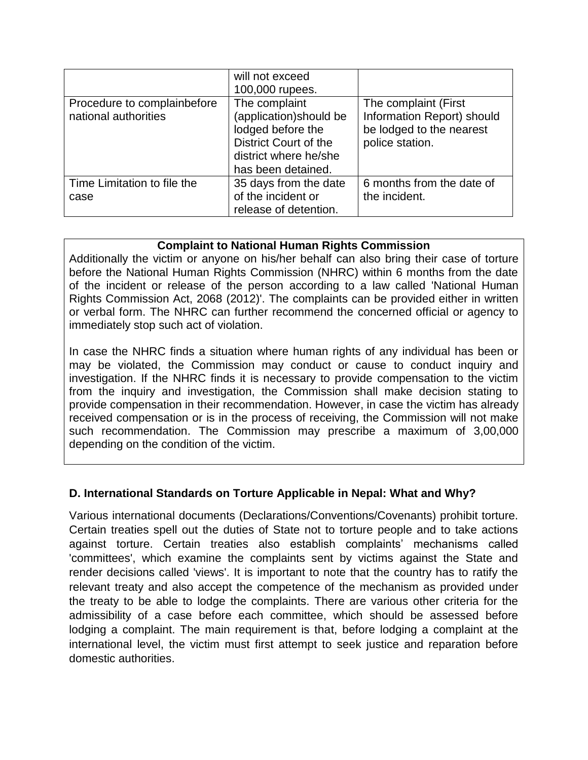| | will not exceed 100,000 rupees. | |
|---|---|---|
| Procedure to complainbefore national authorities | The complaint (application)should be lodged before the District Court of the district where he/she has been detained. | The complaint (First Information Report) should be lodged to the nearest police station. |
| Time Limitation to file the case | 35 days from the date of the incident or release of detention. | 6 months from the date of the incident. |

**Complaint to National Human Rights Commission**

Additionally the victim or anyone on his/her behalf can also bring their case of torture before the National Human Rights Commission (NHRC) within 6 months from the date of the incident or release of the person according to a law called 'National Human Rights Commission Act, 2068 (2012)'. The complaints can be provided either in written or verbal form. The NHRC can further recommend the concerned official or agency to immediately stop such act of violation.

In case the NHRC finds a situation where human rights of any individual has been or may be violated, the Commission may conduct or cause to conduct inquiry and investigation. If the NHRC finds it is necessary to provide compensation to the victim from the inquiry and investigation, the Commission shall make decision stating to provide compensation in their recommendation. However, in case the victim has already received compensation or is in the process of receiving, the Commission will not make such recommendation. The Commission may prescribe a maximum of 3,00,000 depending on the condition of the victim.

### D. International Standards on Torture Applicable in Nepal: What and Why?

Various international documents (Declarations/Conventions/Covenants) prohibit torture. Certain treaties spell out the duties of State not to torture people and to take actions against torture. Certain treaties also establish complaints' mechanisms called 'committees', which examine the complaints sent by victims against the State and render decisions called 'views'. It is important to note that the country has to ratify the relevant treaty and also accept the competence of the mechanism as provided under the treaty to be able to lodge the complaints. There are various other criteria for the admissibility of a case before each committee, which should be assessed before lodging a complaint. The main requirement is that, before lodging a complaint at the international level, the victim must first attempt to seek justice and reparation before domestic authorities.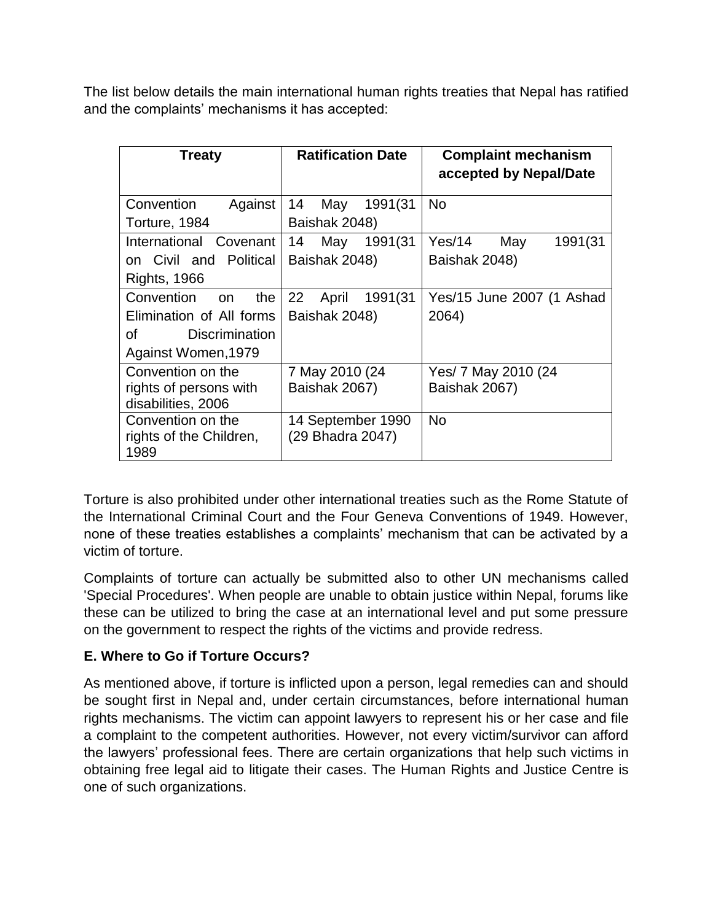The list below details the main international human rights treaties that Nepal has ratified and the complaints' mechanisms it has accepted:

| Treaty | Ratification Date | Complaint mechanism accepted by Nepal/Date |
|---|---|---|
| Convention Against Torture, 1984 | 14 May 1991(31 Baishak 2048) | No |
| International Covenant on Civil and Political Rights, 1966 | 14 May 1991(31 Baishak 2048) | Yes/14 May 1991(31 Baishak 2048) |
| Convention on the Elimination of All forms of Discrimination Against Women,1979 | 22 April 1991(31 Baishak 2048) | Yes/15 June 2007 (1 Ashad 2064) |
| Convention on the rights of persons with disabilities, 2006 | 7 May 2010 (24 Baishak 2067) | Yes/ 7 May 2010 (24 Baishak 2067) |
| Convention on the rights of the Children, 1989 | 14 September 1990 (29 Bhadra 2047) | No |

Torture is also prohibited under other international treaties such as the Rome Statute of the International Criminal Court and the Four Geneva Conventions of 1949. However, none of these treaties establishes a complaints' mechanism that can be activated by a victim of torture.

Complaints of torture can actually be submitted also to other UN mechanisms called 'Special Procedures'. When people are unable to obtain justice within Nepal, forums like these can be utilized to bring the case at an international level and put some pressure on the government to respect the rights of the victims and provide redress.

### E. Where to Go if Torture Occurs?

As mentioned above, if torture is inflicted upon a person, legal remedies can and should be sought first in Nepal and, under certain circumstances, before international human rights mechanisms. The victim can appoint lawyers to represent his or her case and file a complaint to the competent authorities. However, not every victim/survivor can afford the lawyers' professional fees. There are certain organizations that help such victims in obtaining free legal aid to litigate their cases. The Human Rights and Justice Centre is one of such organizations.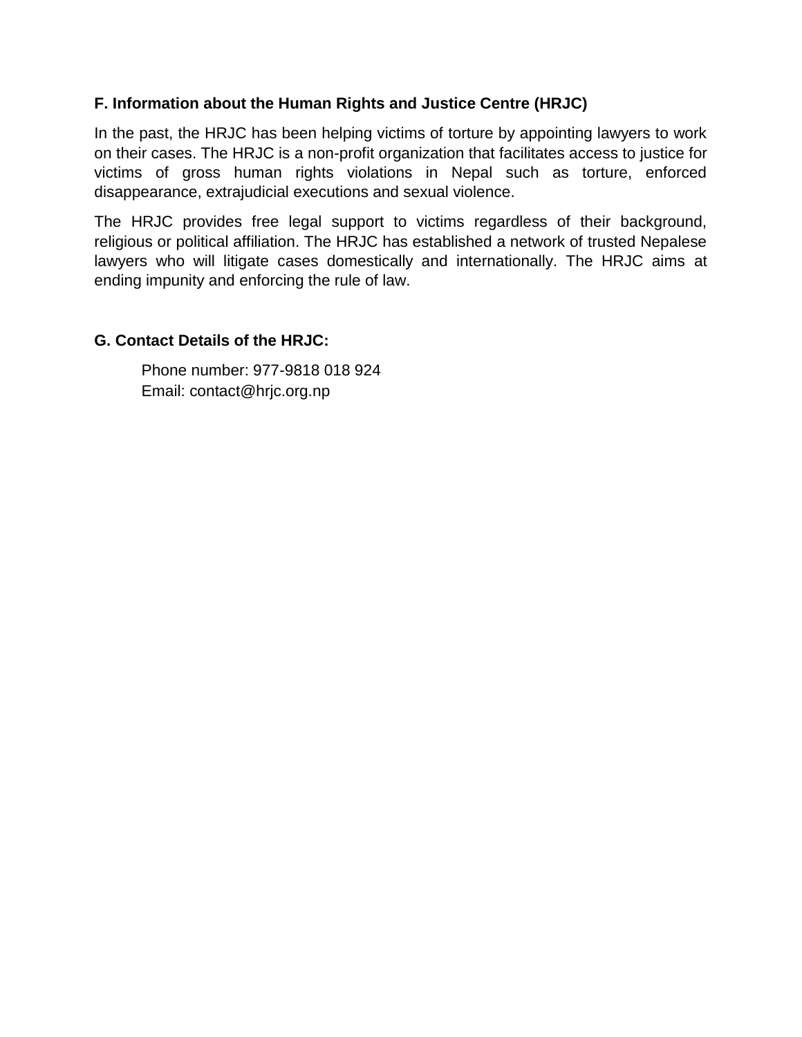**F. Information about the Human Rights and Justice Centre (HRJC)**

In the past, the HRJC has been helping victims of torture by appointing lawyers to work on their cases. The HRJC is a non-profit organization that facilitates access to justice for victims of gross human rights violations in Nepal such as torture, enforced disappearance, extrajudicial executions and sexual violence.

The HRJC provides free legal support to victims regardless of their background, religious or political affiliation. The HRJC has established a network of trusted Nepalese lawyers who will litigate cases domestically and internationally. The HRJC aims at ending impunity and enforcing the rule of law.

**G. Contact Details of the HRJC:**

Phone number: 977-9818 018 924
Email: contact@hrjc.org.np